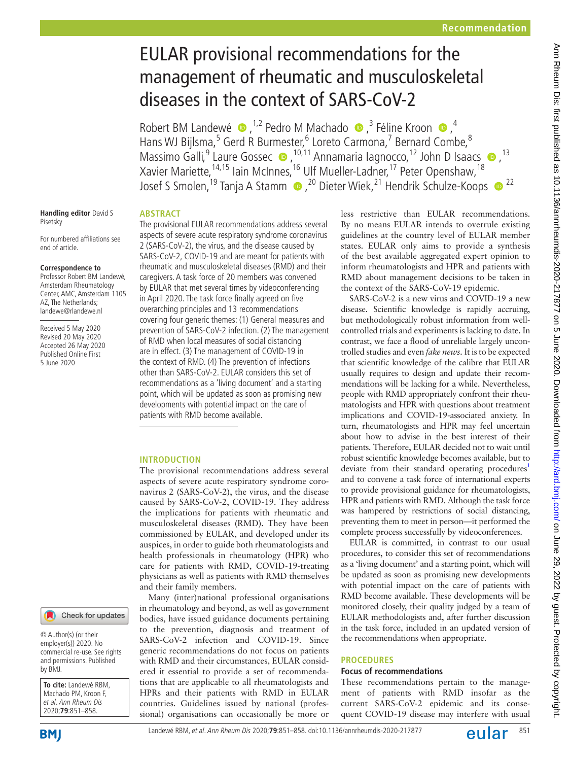# EULAR provisional recommendations for the management of rheumatic and musculoskeletal diseases in the context of SARS-CoV-2

Robert BM Landewé,[1,2] Pedro M Machado,[3] Féline Kroon,[4] Hans WJ Bijlsma,[5] Gerd R Burmester,[6] Loreto Carmona,[7] Bernard Combe,[8] Massimo Galli,[9] Laure Gossec,[10,11] Annamaria Iagnocco,[12] John D Isaacs,[13] Xavier Mariette,[14,15] Iain McInnes,[16] Ulf Mueller-Ladner,[17] Peter Openshaw,[18] Josef S Smolen,[19] Tanja A Stamm,[20] Dieter Wiek,[21] Hendrik Schulze-Koops[22]

Handling editor David S Pisetsky

For numbered affiliations see end of article.

**Correspondence to**
Professor Robert BM Landewé, Amsterdam Rheumatology Center, AMC, Amsterdam 1105 AZ, The Netherlands; landewe@rlandewe.nl

Received 5 May 2020
Revised 20 May 2020
Accepted 26 May 2020
Published Online First 5 June 2020

© Author(s) (or their employer(s)) 2020. No commercial re-use. See rights and permissions. Published by BMJ.

**To cite:** Landewé RBM, Machado PM, Kroon F, *et al*. *Ann Rheum Dis* 2020;**79**:851–858.

## ABSTRACT

The provisional EULAR recommendations address several aspects of severe acute respiratory syndrome coronavirus 2 (SARS-CoV-2), the virus, and the disease caused by SARS-CoV-2, COVID-19 and are meant for patients with rheumatic and musculoskeletal diseases (RMD) and their caregivers. A task force of 20 members was convened by EULAR that met several times by videoconferencing in April 2020. The task force finally agreed on five overarching principles and 13 recommendations covering four generic themes: (1) General measures and prevention of SARS-CoV-2 infection. (2) The management of RMD when local measures of social distancing are in effect. (3) The management of COVID-19 in the context of RMD. (4) The prevention of infections other than SARS-CoV-2. EULAR considers this set of recommendations as a 'living document' and a starting point, which will be updated as soon as promising new developments with potential impact on the care of patients with RMD become available.

## INTRODUCTION

The provisional recommendations address several aspects of severe acute respiratory syndrome coronavirus 2 (SARS-CoV-2), the virus, and the disease caused by SARS-CoV-2, COVID-19. They address the implications for patients with rheumatic and musculoskeletal diseases (RMD). They have been commissioned by EULAR, and developed under its auspices, in order to guide both rheumatologists and health professionals in rheumatology (HPR) who care for patients with RMD, COVID-19-treating physicians as well as patients with RMD themselves and their family members.

Many (inter)national professional organisations in rheumatology and beyond, as well as government bodies, have issued guidance documents pertaining to the prevention, diagnosis and treatment of SARS-CoV-2 infection and COVID-19. Since generic recommendations do not focus on patients with RMD and their circumstances, EULAR considered it essential to provide a set of recommendations that are applicable to all rheumatologists and HPRs and their patients with RMD in EULAR countries. Guidelines issued by national (professional) organisations can occasionally be more or less restrictive than EULAR recommendations. By no means EULAR intends to overrule existing guidelines at the country level of EULAR member states. EULAR only aims to provide a synthesis of the best available aggregated expert opinion to inform rheumatologists and HPR and patients with RMD about management decisions to be taken in the context of the SARS-CoV-19 epidemic.

SARS-CoV-2 is a new virus and COVID-19 a new disease. Scientific knowledge is rapidly accruing, but methodologically robust information from well-controlled trials and experiments is lacking to date. In contrast, we face a flood of unreliable largely uncontrolled studies and even *fake news*. It is to be expected that scientific knowledge of the calibre that EULAR usually requires to design and update their recommendations will be lacking for a while. Nevertheless, people with RMD appropriately confront their rheumatologists and HPR with questions about treatment implications and COVID-19-associated anxiety. In turn, rheumatologists and HPR may feel uncertain about how to advise in the best interest of their patients. Therefore, EULAR decided not to wait until robust scientific knowledge becomes available, but to deviate from their standard operating procedures[1] and to convene a task force of international experts to provide provisional guidance for rheumatologists, HPR and patients with RMD. Although the task force was hampered by restrictions of social distancing, preventing them to meet in person—it performed the complete process successfully by videoconferences.

EULAR is committed, in contrast to our usual procedures, to consider this set of recommendations as a 'living document' and a starting point, which will be updated as soon as promising new developments with potential impact on the care of patients with RMD become available. These developments will be monitored closely, their quality judged by a team of EULAR methodologists and, after further discussion in the task force, included in an updated version of the recommendations when appropriate.

## PROCEDURES

### Focus of recommendations

These recommendations pertain to the management of patients with RMD insofar as the current SARS-CoV-2 epidemic and its consequent COVID-19 disease may interfere with usual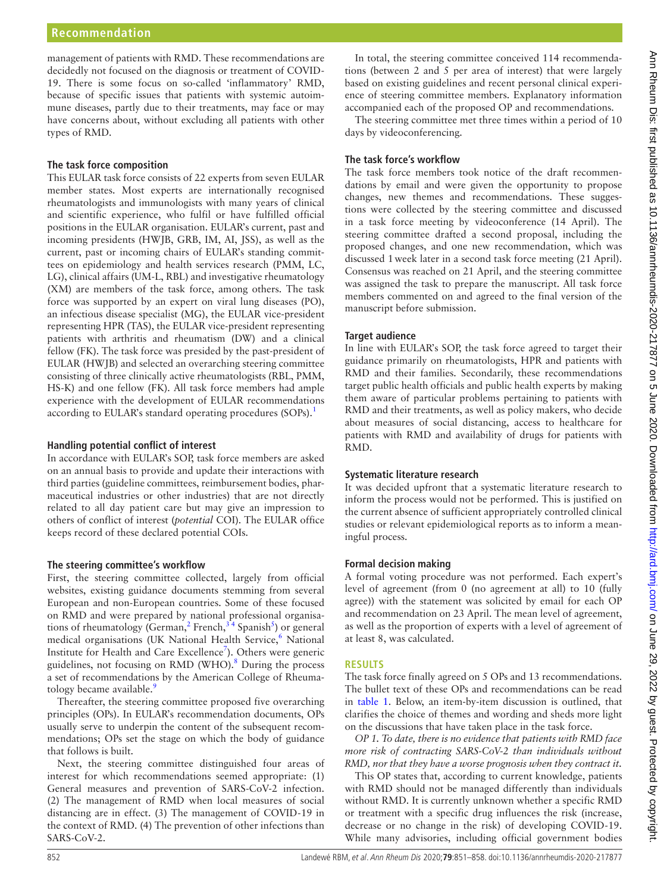management of patients with RMD. These recommendations are decidedly not focused on the diagnosis or treatment of COVID-19. There is some focus on so-called 'inflammatory' RMD, because of specific issues that patients with systemic autoimmune diseases, partly due to their treatments, may face or may have concerns about, without excluding all patients with other types of RMD.

### The task force composition

This EULAR task force consists of 22 experts from seven EULAR member states. Most experts are internationally recognised rheumatologists and immunologists with many years of clinical and scientific experience, who fulfil or have fulfilled official positions in the EULAR organisation. EULAR's current, past and incoming presidents (HWJB, GRB, IM, AI, JSS), as well as the current, past or incoming chairs of EULAR's standing committees on epidemiology and health services research (PMM, LC, LG), clinical affairs (UM-L, RBL) and investigative rheumatology (XM) are members of the task force, among others. The task force was supported by an expert on viral lung diseases (PO), an infectious disease specialist (MG), the EULAR vice-president representing HPR (TAS), the EULAR vice-president representing patients with arthritis and rheumatism (DW) and a clinical fellow (FK). The task force was presided by the past-president of EULAR (HWJB) and selected an overarching steering committee consisting of three clinically active rheumatologists (RBL, PMM, HS-K) and one fellow (FK). All task force members had ample experience with the development of EULAR recommendations according to EULAR's standard operating procedures (SOPs).[1]

### Handling potential conflict of interest

In accordance with EULAR's SOP, task force members are asked on an annual basis to provide and update their interactions with third parties (guideline committees, reimbursement bodies, pharmaceutical industries or other industries) that are not directly related to all day patient care but may give an impression to others of conflict of interest (*potential* COI). The EULAR office keeps record of these declared potential COIs.

### The steering committee's workflow

First, the steering committee collected, largely from official websites, existing guidance documents stemming from several European and non-European countries. Some of these focused on RMD and were prepared by national professional organisations of rheumatology (German,[2] French,[3,4] Spanish[5]) or general medical organisations (UK National Health Service,[6] National Institute for Health and Care Excellence[7]). Others were generic guidelines, not focusing on RMD (WHO).[8] During the process a set of recommendations by the American College of Rheumatology became available.[9]

Thereafter, the steering committee proposed five overarching principles (OPs). In EULAR's recommendation documents, OPs usually serve to underpin the content of the subsequent recommendations; OPs set the stage on which the body of guidance that follows is built.

Next, the steering committee distinguished four areas of interest for which recommendations seemed appropriate: (1) General measures and prevention of SARS-CoV-2 infection. (2) The management of RMD when local measures of social distancing are in effect. (3) The management of COVID-19 in the context of RMD. (4) The prevention of other infections than SARS-CoV-2.

In total, the steering committee conceived 114 recommendations (between 2 and 5 per area of interest) that were largely based on existing guidelines and recent personal clinical experience of steering committee members. Explanatory information accompanied each of the proposed OP and recommendations.

The steering committee met three times within a period of 10 days by videoconferencing.

### The task force's workflow

The task force members took notice of the draft recommendations by email and were given the opportunity to propose changes, new themes and recommendations. These suggestions were collected by the steering committee and discussed in a task force meeting by videoconference (14 April). The steering committee drafted a second proposal, including the proposed changes, and one new recommendation, which was discussed 1 week later in a second task force meeting (21 April). Consensus was reached on 21 April, and the steering committee was assigned the task to prepare the manuscript. All task force members commented on and agreed to the final version of the manuscript before submission.

### Target audience

In line with EULAR's SOP, the task force agreed to target their guidance primarily on rheumatologists, HPR and patients with RMD and their families. Secondarily, these recommendations target public health officials and public health experts by making them aware of particular problems pertaining to patients with RMD and their treatments, as well as policy makers, who decide about measures of social distancing, access to healthcare for patients with RMD and availability of drugs for patients with RMD.

### Systematic literature research

It was decided upfront that a systematic literature research to inform the process would not be performed. This is justified on the current absence of sufficient appropriately controlled clinical studies or relevant epidemiological reports as to inform a meaningful process.

### Formal decision making

A formal voting procedure was not performed. Each expert's level of agreement (from 0 (no agreement at all) to 10 (fully agree)) with the statement was solicited by email for each OP and recommendation on 23 April. The mean level of agreement, as well as the proportion of experts with a level of agreement of at least 8, was calculated.

## RESULTS

The task force finally agreed on 5 OPs and 13 recommendations. The bullet text of these OPs and recommendations can be read in table 1. Below, an item-by-item discussion is outlined, that clarifies the choice of themes and wording and sheds more light on the discussions that have taken place in the task force.

*OP 1. To date, there is no evidence that patients with RMD face more risk of contracting SARS-CoV-2 than individuals without RMD, nor that they have a worse prognosis when they contract it.*

This OP states that, according to current knowledge, patients with RMD should not be managed differently than individuals without RMD. It is currently unknown whether a specific RMD or treatment with a specific drug influences the risk (increase, decrease or no change in the risk) of developing COVID-19. While many advisories, including official government bodies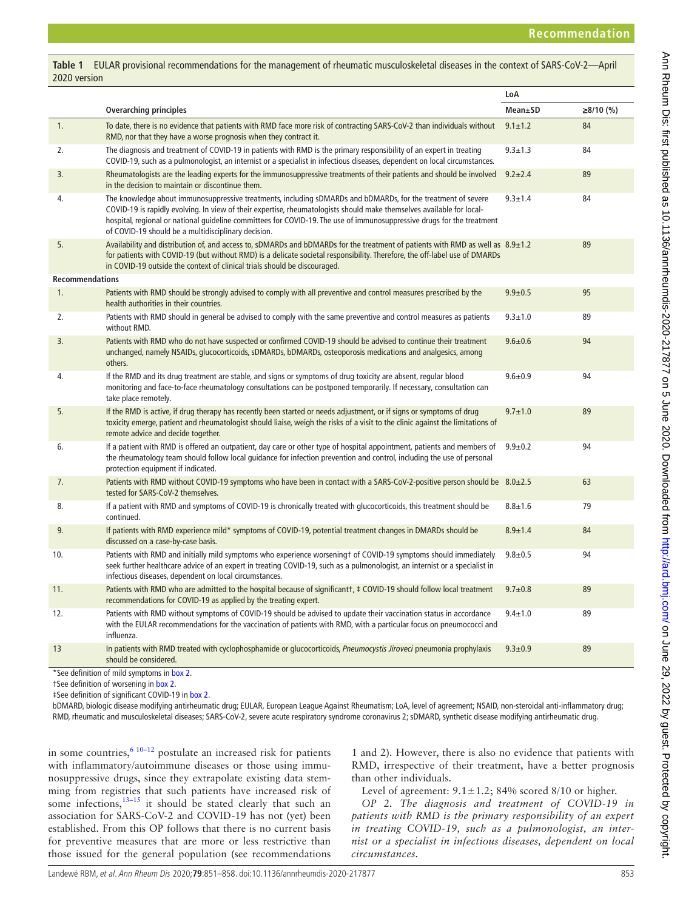**Table 1** EULAR provisional recommendations for the management of rheumatic musculoskeletal diseases in the context of SARS-CoV-2—April 2020 version

| | | LoA | |
|---|---|---|---|
| | **Overarching principles** | **Mean±SD** | **≥8/10 (%)** |
| 1. | To date, there is no evidence that patients with RMD face more risk of contracting SARS-CoV-2 than individuals without RMD, nor that they have a worse prognosis when they contract it. | 9.1±1.2 | 84 |
| 2. | The diagnosis and treatment of COVID-19 in patients with RMD is the primary responsibility of an expert in treating COVID-19, such as a pulmonologist, an internist or a specialist in infectious diseases, dependent on local circumstances. | 9.3±1.3 | 84 |
| 3. | Rheumatologists are the leading experts for the immunosuppressive treatments of their patients and should be involved in the decision to maintain or discontinue them. | 9.2±2.4 | 89 |
| 4. | The knowledge about immunosuppressive treatments, including sDMARDs and bDMARDs, for the treatment of severe COVID-19 is rapidly evolving. In view of their expertise, rheumatologists should make themselves available for local-hospital, regional or national guideline committees for COVID-19. The use of immunosuppressive drugs for the treatment of COVID-19 should be a multidisciplinary decision. | 9.3±1.4 | 84 |
| 5. | Availability and distribution of, and access to, sDMARDs and bDMARDs for the treatment of patients with RMD as well as for patients with COVID-19 (but without RMD) is a delicate societal responsibility. Therefore, the off-label use of DMARDs in COVID-19 outside the context of clinical trials should be discouraged. | 8.9±1.2 | 89 |
| **Recommendations** | | | |
| 1. | Patients with RMD should be strongly advised to comply with all preventive and control measures prescribed by the health authorities in their countries. | 9.9±0.5 | 95 |
| 2. | Patients with RMD should in general be advised to comply with the same preventive and control measures as patients without RMD. | 9.3±1.0 | 89 |
| 3. | Patients with RMD who do not have suspected or confirmed COVID-19 should be advised to continue their treatment unchanged, namely NSAIDs, glucocorticoids, sDMARDs, bDMARDs, osteoporosis medications and analgesics, among others. | 9.6±0.6 | 94 |
| 4. | If the RMD and its drug treatment are stable, and signs or symptoms of drug toxicity are absent, regular blood monitoring and face-to-face rheumatology consultations can be postponed temporarily. If necessary, consultation can take place remotely. | 9.6±0.9 | 94 |
| 5. | If the RMD is active, if drug therapy has recently been started or needs adjustment, or if signs or symptoms of drug toxicity emerge, patient and rheumatologist should liaise, weigh the risks of a visit to the clinic against the limitations of remote advice and decide together. | 9.7±1.0 | 89 |
| 6. | If a patient with RMD is offered an outpatient, day care or other type of hospital appointment, patients and members of the rheumatology team should follow local guidance for infection prevention and control, including the use of personal protection equipment if indicated. | 9.9±0.2 | 94 |
| 7. | Patients with RMD without COVID-19 symptoms who have been in contact with a SARS-CoV-2-positive person should be tested for SARS-CoV-2 themselves. | 8.0±2.5 | 63 |
| 8. | If a patient with RMD and symptoms of COVID-19 is chronically treated with glucocorticoids, this treatment should be continued. | 8.8±1.6 | 79 |
| 9. | If patients with RMD experience mild* symptoms of COVID-19, potential treatment changes in DMARDs should be discussed on a case-by-case basis. | 8.9±1.4 | 84 |
| 10. | Patients with RMD and initially mild symptoms who experience worsening† of COVID-19 symptoms should immediately seek further healthcare advice of an expert in treating COVID-19, such as a pulmonologist, an internist or a specialist in infectious diseases, dependent on local circumstances. | 9.8±0.5 | 94 |
| 11. | Patients with RMD who are admitted to the hospital because of significant†, ‡ COVID-19 should follow local treatment recommendations for COVID-19 as applied by the treating expert. | 9.7±0.8 | 89 |
| 12. | Patients with RMD without symptoms of COVID-19 should be advised to update their vaccination status in accordance with the EULAR recommendations for the vaccination of patients with RMD, with a particular focus on pneumococci and influenza. | 9.4±1.0 | 89 |
| 13 | In patients with RMD treated with cyclophosphamide or glucocorticoids, *Pneumocystis Jiroveci* pneumonia prophylaxis should be considered. | 9.3±0.9 | 89 |

*See definition of mild symptoms in box 2.
†See definition of worsening in box 2.
‡See definition of significant COVID-19 in box 2.
bDMARD, biologic disease modifying antirheumatic drug; EULAR, European League Against Rheumatism; LoA, level of agreement; NSAID, non-steroidal anti-inflammatory drug; RMD, rheumatic and musculoskeletal diseases; SARS-CoV-2, severe acute respiratory syndrome coronavirus 2; sDMARD, synthetic disease modifying antirheumatic drug.

in some countries,[6 10–12] postulate an increased risk for patients with inflammatory/autoimmune diseases or those using immunosuppressive drugs, since they extrapolate existing data stemming from registries that such patients have increased risk of some infections,[13–15] it should be stated clearly that such an association for SARS-CoV-2 and COVID-19 has not (yet) been established. From this OP follows that there is no current basis for preventive measures that are more or less restrictive than those issued for the general population (see recommendations 1 and 2). However, there is also no evidence that patients with RMD, irrespective of their treatment, have a better prognosis than other individuals.

Level of agreement: 9.1±1.2; 84% scored 8/10 or higher.

*OP 2. The diagnosis and treatment of COVID-19 in patients with RMD is the primary responsibility of an expert in treating COVID-19, such as a pulmonologist, an internist or a specialist in infectious diseases, dependent on local circumstances.*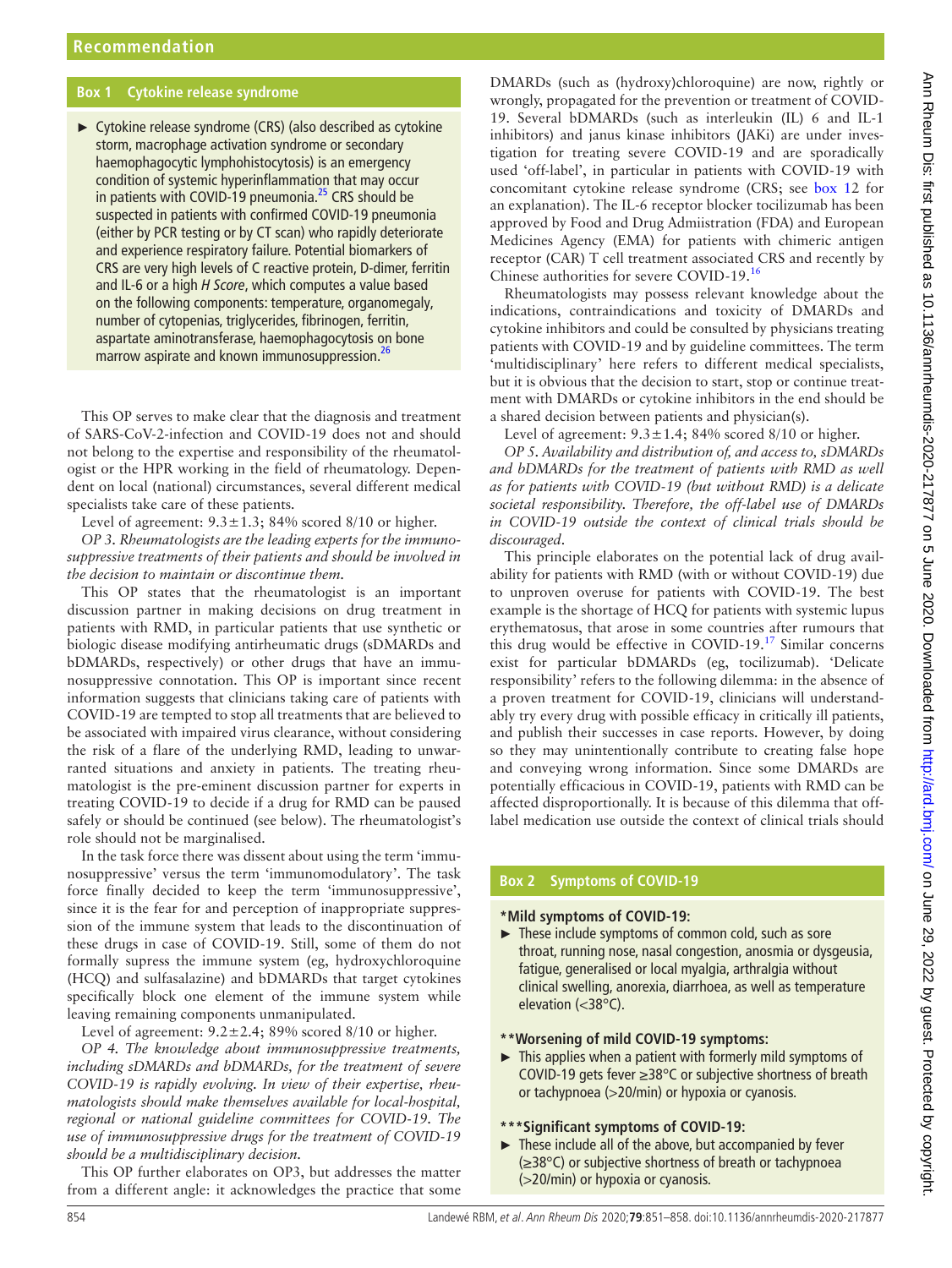## Box 1 Cytokine release syndrome

- Cytokine release syndrome (CRS) (also described as cytokine storm, macrophage activation syndrome or secondary haemophagocytic lymphohistocytosis) is an emergency condition of systemic hyperinflammation that may occur in patients with COVID-19 pneumonia.[25] CRS should be suspected in patients with confirmed COVID-19 pneumonia (either by PCR testing or by CT scan) who rapidly deteriorate and experience respiratory failure. Potential biomarkers of CRS are very high levels of C reactive protein, D-dimer, ferritin and IL-6 or a high *H Score*, which computes a value based on the following components: temperature, organomegaly, number of cytopenias, triglycerides, fibrinogen, ferritin, aspartate aminotransferase, haemophagocytosis on bone marrow aspirate and known immunosuppression.[26]

This OP serves to make clear that the diagnosis and treatment of SARS-CoV-2-infection and COVID-19 does not and should not belong to the expertise and responsibility of the rheumatologist or the HPR working in the field of rheumatology. Dependent on local (national) circumstances, several different medical specialists take care of these patients.

Level of agreement: 9.3±1.3; 84% scored 8/10 or higher.

*OP 3. Rheumatologists are the leading experts for the immunosuppressive treatments of their patients and should be involved in the decision to maintain or discontinue them.*

This OP states that the rheumatologist is an important discussion partner in making decisions on drug treatment in patients with RMD, in particular patients that use synthetic or biologic disease modifying antirheumatic drugs (sDMARDs and bDMARDs, respectively) or other drugs that have an immunosuppressive connotation. This OP is important since recent information suggests that clinicians taking care of patients with COVID-19 are tempted to stop all treatments that are believed to be associated with impaired virus clearance, without considering the risk of a flare of the underlying RMD, leading to unwarranted situations and anxiety in patients. The treating rheumatologist is the pre-eminent discussion partner for experts in treating COVID-19 to decide if a drug for RMD can be paused safely or should be continued (see below). The rheumatologist's role should not be marginalised.

In the task force there was dissent about using the term 'immunosuppressive' versus the term 'immunomodulatory'. The task force finally decided to keep the term 'immunosuppressive', since it is the fear for and perception of inappropriate suppression of the immune system that leads to the discontinuation of these drugs in case of COVID-19. Still, some of them do not formally supress the immune system (eg, hydroxychloroquine (HCQ) and sulfasalazine) and bDMARDs that target cytokines specifically block one element of the immune system while leaving remaining components unmanipulated.

Level of agreement: 9.2±2.4; 89% scored 8/10 or higher.

*OP 4. The knowledge about immunosuppressive treatments, including sDMARDs and bDMARDs, for the treatment of severe COVID-19 is rapidly evolving. In view of their expertise, rheumatologists should make themselves available for local-hospital, regional or national guideline committees for COVID-19. The use of immunosuppressive drugs for the treatment of COVID-19 should be a multidisciplinary decision.*

This OP further elaborates on OP3, but addresses the matter from a different angle: it acknowledges the practice that some DMARDs (such as (hydroxy)chloroquine) are now, rightly or wrongly, propagated for the prevention or treatment of COVID-19. Several bDMARDs (such as interleukin (IL) 6 and IL-1 inhibitors) and janus kinase inhibitors (JAKi) are under investigation for treating severe COVID-19 and are sporadically used 'off-label', in particular in patients with COVID-19 with concomitant cytokine release syndrome (CRS; see box 12 for an explanation). The IL-6 receptor blocker tocilizumab has been approved by Food and Drug Admiistration (FDA) and European Medicines Agency (EMA) for patients with chimeric antigen receptor (CAR) T cell treatment associated CRS and recently by Chinese authorities for severe COVID-19.[16]

Rheumatologists may possess relevant knowledge about the indications, contraindications and toxicity of DMARDs and cytokine inhibitors and could be consulted by physicians treating patients with COVID-19 and by guideline committees. The term 'multidisciplinary' here refers to different medical specialists, but it is obvious that the decision to start, stop or continue treatment with DMARDs or cytokine inhibitors in the end should be a shared decision between patients and physician(s).

Level of agreement: 9.3±1.4; 84% scored 8/10 or higher.

*OP 5. Availability and distribution of, and access to, sDMARDs and bDMARDs for the treatment of patients with RMD as well as for patients with COVID-19 (but without RMD) is a delicate societal responsibility. Therefore, the off-label use of DMARDs in COVID-19 outside the context of clinical trials should be discouraged.*

This principle elaborates on the potential lack of drug availability for patients with RMD (with or without COVID-19) due to unproven overuse for patients with COVID-19. The best example is the shortage of HCQ for patients with systemic lupus erythematosus, that arose in some countries after rumours that this drug would be effective in COVID-19.[17] Similar concerns exist for particular bDMARDs (eg, tocilizumab). 'Delicate responsibility' refers to the following dilemma: in the absence of a proven treatment for COVID-19, clinicians will understandably try every drug with possible efficacy in critically ill patients, and publish their successes in case reports. However, by doing so they may unintentionally contribute to creating false hope and conveying wrong information. Since some DMARDs are potentially efficacious in COVID-19, patients with RMD can be affected disproportionally. It is because of this dilemma that off-label medication use outside the context of clinical trials should

## Box 2 Symptoms of COVID-19

**\*Mild symptoms of COVID-19:**

- These include symptoms of common cold, such as sore throat, running nose, nasal congestion, anosmia or dysgeusia, fatigue, generalised or local myalgia, arthralgia without clinical swelling, anorexia, diarrhoea, as well as temperature elevation (<38°C).

**\*\*Worsening of mild COVID-19 symptoms:**

- This applies when a patient with formerly mild symptoms of COVID-19 gets fever ≥38°C or subjective shortness of breath or tachypnoea (>20/min) or hypoxia or cyanosis.

**\*\*\*Significant symptoms of COVID-19:**

- These include all of the above, but accompanied by fever (≥38°C) or subjective shortness of breath or tachypnoea (>20/min) or hypoxia or cyanosis.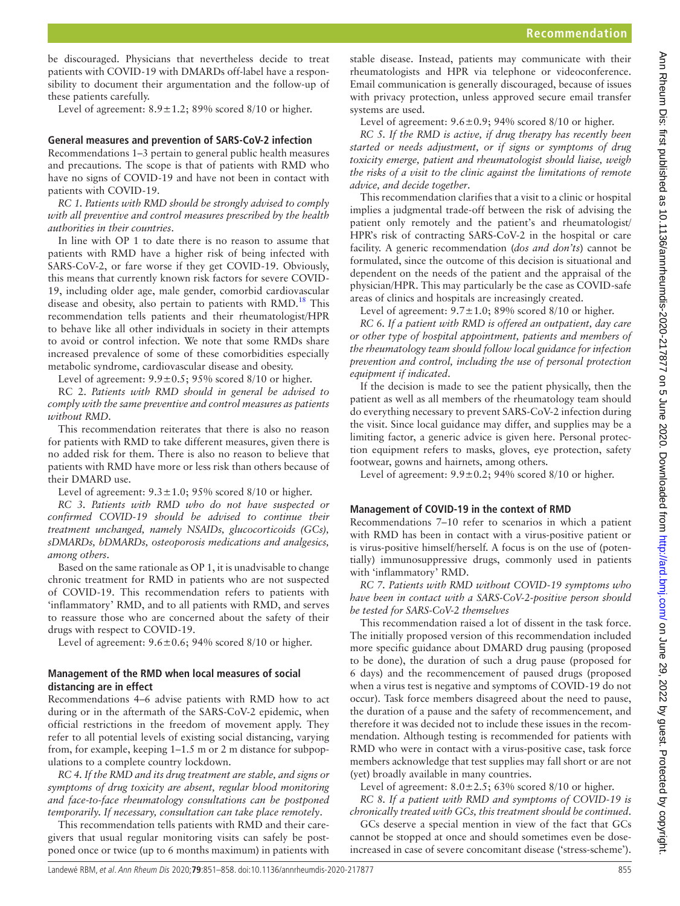be discouraged. Physicians that nevertheless decide to treat patients with COVID-19 with DMARDs off-label have a responsibility to document their argumentation and the follow-up of these patients carefully.

Level of agreement: 8.9±1.2; 89% scored 8/10 or higher.

### General measures and prevention of SARS-CoV-2 infection

Recommendations 1–3 pertain to general public health measures and precautions. The scope is that of patients with RMD who have no signs of COVID-19 and have not been in contact with patients with COVID-19.

*RC 1. Patients with RMD should be strongly advised to comply with all preventive and control measures prescribed by the health authorities in their countries.*

In line with OP 1 to date there is no reason to assume that patients with RMD have a higher risk of being infected with SARS-CoV-2, or fare worse if they get COVID-19. Obviously, this means that currently known risk factors for severe COVID-19, including older age, male gender, comorbid cardiovascular disease and obesity, also pertain to patients with RMD.[18] This recommendation tells patients and their rheumatologist/HPR to behave like all other individuals in society in their attempts to avoid or control infection. We note that some RMDs share increased prevalence of some of these comorbidities especially metabolic syndrome, cardiovascular disease and obesity.

Level of agreement: 9.9±0.5; 95% scored 8/10 or higher.

RC 2. *Patients with RMD should in general be advised to comply with the same preventive and control measures as patients without RMD.*

This recommendation reiterates that there is also no reason for patients with RMD to take different measures, given there is no added risk for them. There is also no reason to believe that patients with RMD have more or less risk than others because of their DMARD use.

Level of agreement: 9.3±1.0; 95% scored 8/10 or higher.

*RC 3. Patients with RMD who do not have suspected or confirmed COVID-19 should be advised to continue their treatment unchanged, namely NSAIDs, glucocorticoids (GCs), sDMARDs, bDMARDs, osteoporosis medications and analgesics, among others.*

Based on the same rationale as OP 1, it is unadvisable to change chronic treatment for RMD in patients who are not suspected of COVID-19. This recommendation refers to patients with 'inflammatory' RMD, and to all patients with RMD, and serves to reassure those who are concerned about the safety of their drugs with respect to COVID-19.

Level of agreement: 9.6±0.6; 94% scored 8/10 or higher.

### Management of the RMD when local measures of social distancing are in effect

Recommendations 4–6 advise patients with RMD how to act during or in the aftermath of the SARS-CoV-2 epidemic, when official restrictions in the freedom of movement apply. They refer to all potential levels of existing social distancing, varying from, for example, keeping 1–1.5 m or 2 m distance for subpopulations to a complete country lockdown.

*RC 4. If the RMD and its drug treatment are stable, and signs or symptoms of drug toxicity are absent, regular blood monitoring and face-to-face rheumatology consultations can be postponed temporarily. If necessary, consultation can take place remotely.*

This recommendation tells patients with RMD and their caregivers that usual regular monitoring visits can safely be postponed once or twice (up to 6 months maximum) in patients with stable disease. Instead, patients may communicate with their rheumatologists and HPR via telephone or videoconference. Email communication is generally discouraged, because of issues with privacy protection, unless approved secure email transfer systems are used.

Level of agreement: 9.6±0.9; 94% scored 8/10 or higher.

*RC 5. If the RMD is active, if drug therapy has recently been started or needs adjustment, or if signs or symptoms of drug toxicity emerge, patient and rheumatologist should liaise, weigh the risks of a visit to the clinic against the limitations of remote advice, and decide together.*

This recommendation clarifies that a visit to a clinic or hospital implies a judgmental trade-off between the risk of advising the patient only remotely and the patient's and rheumatologist/HPR's risk of contracting SARS-CoV-2 in the hospital or care facility. A generic recommendation (*dos and don'ts*) cannot be formulated, since the outcome of this decision is situational and dependent on the needs of the patient and the appraisal of the physician/HPR. This may particularly be the case as COVID-safe areas of clinics and hospitals are increasingly created.

Level of agreement: 9.7±1.0; 89% scored 8/10 or higher.

*RC 6. If a patient with RMD is offered an outpatient, day care or other type of hospital appointment, patients and members of the rheumatology team should follow local guidance for infection prevention and control, including the use of personal protection equipment if indicated.*

If the decision is made to see the patient physically, then the patient as well as all members of the rheumatology team should do everything necessary to prevent SARS-CoV-2 infection during the visit. Since local guidance may differ, and supplies may be a limiting factor, a generic advice is given here. Personal protection equipment refers to masks, gloves, eye protection, safety footwear, gowns and hairnets, among others.

Level of agreement: 9.9±0.2; 94% scored 8/10 or higher.

### Management of COVID-19 in the context of RMD

Recommendations 7–10 refer to scenarios in which a patient with RMD has been in contact with a virus-positive patient or is virus-positive himself/herself. A focus is on the use of (potentially) immunosuppressive drugs, commonly used in patients with 'inflammatory' RMD.

*RC 7. Patients with RMD without COVID-19 symptoms who have been in contact with a SARS-CoV-2-positive person should be tested for SARS-CoV-2 themselves*

This recommendation raised a lot of dissent in the task force. The initially proposed version of this recommendation included more specific guidance about DMARD drug pausing (proposed to be done), the duration of such a drug pause (proposed for 6 days) and the recommencement of paused drugs (proposed when a virus test is negative and symptoms of COVID-19 do not occur). Task force members disagreed about the need to pause, the duration of a pause and the safety of recommencement, and therefore it was decided not to include these issues in the recommendation. Although testing is recommended for patients with RMD who were in contact with a virus-positive case, task force members acknowledge that test supplies may fall short or are not (yet) broadly available in many countries.

Level of agreement: 8.0±2.5; 63% scored 8/10 or higher.

*RC 8. If a patient with RMD and symptoms of COVID-19 is chronically treated with GCs, this treatment should be continued.*

GCs deserve a special mention in view of the fact that GCs cannot be stopped at once and should sometimes even be dose-increased in case of severe concomitant disease ('stress-scheme').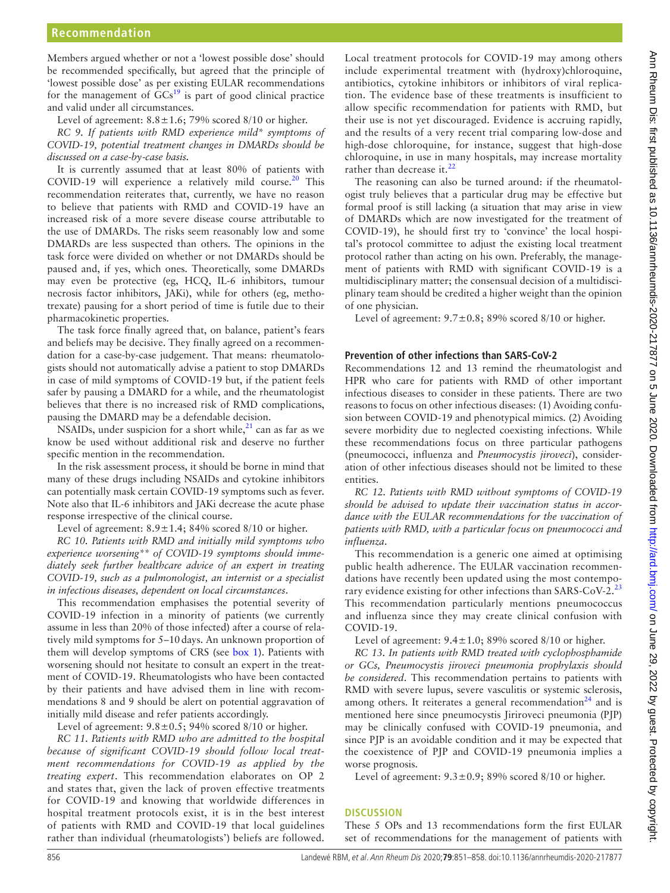Members argued whether or not a 'lowest possible dose' should be recommended specifically, but agreed that the principle of 'lowest possible dose' as per existing EULAR recommendations for the management of GCs[19] is part of good clinical practice and valid under all circumstances.

Level of agreement: 8.8±1.6; 79% scored 8/10 or higher.

*RC 9. If patients with RMD experience mild* symptoms of COVID-19, potential treatment changes in DMARDs should be discussed on a case-by-case basis.*

It is currently assumed that at least 80% of patients with COVID-19 will experience a relatively mild course.[20] This recommendation reiterates that, currently, we have no reason to believe that patients with RMD and COVID-19 have an increased risk of a more severe disease course attributable to the use of DMARDs. The risks seem reasonably low and some DMARDs are less suspected than others. The opinions in the task force were divided on whether or not DMARDs should be paused and, if yes, which ones. Theoretically, some DMARDs may even be protective (eg, HCQ, IL-6 inhibitors, tumour necrosis factor inhibitors, JAKi), while for others (eg, methotrexate) pausing for a short period of time is futile due to their pharmacokinetic properties.

The task force finally agreed that, on balance, patient's fears and beliefs may be decisive. They finally agreed on a recommendation for a case-by-case judgement. That means: rheumatologists should not automatically advise a patient to stop DMARDs in case of mild symptoms of COVID-19 but, if the patient feels safer by pausing a DMARD for a while, and the rheumatologist believes that there is no increased risk of RMD complications, pausing the DMARD may be a defendable decision.

NSAIDs, under suspicion for a short while,[21] can as far as we know be used without additional risk and deserve no further specific mention in the recommendation.

In the risk assessment process, it should be borne in mind that many of these drugs including NSAIDs and cytokine inhibitors can potentially mask certain COVID-19 symptoms such as fever. Note also that IL-6 inhibitors and JAKi decrease the acute phase response irrespective of the clinical course.

Level of agreement: 8.9±1.4; 84% scored 8/10 or higher.

*RC 10. Patients with RMD and initially mild symptoms who experience worsening** of COVID-19 symptoms should immediately seek further healthcare advice of an expert in treating COVID-19, such as a pulmonologist, an internist or a specialist in infectious diseases, dependent on local circumstances.*

This recommendation emphasises the potential severity of COVID-19 infection in a minority of patients (we currently assume in less than 20% of those infected) after a course of relatively mild symptoms for 5–10 days. An unknown proportion of them will develop symptoms of CRS (see box 1). Patients with worsening should not hesitate to consult an expert in the treatment of COVID-19. Rheumatologists who have been contacted by their patients and have advised them in line with recommendations 8 and 9 should be alert on potential aggravation of initially mild disease and refer patients accordingly.

Level of agreement: 9.8±0.5; 94% scored 8/10 or higher.

*RC 11. Patients with RMD who are admitted to the hospital because of significant COVID-19 should follow local treatment recommendations for COVID-19 as applied by the treating expert.* This recommendation elaborates on OP 2 and states that, given the lack of proven effective treatments for COVID-19 and knowing that worldwide differences in hospital treatment protocols exist, it is in the best interest of patients with RMD and COVID-19 that local guidelines rather than individual (rheumatologists') beliefs are followed. Local treatment protocols for COVID-19 may among others include experimental treatment with (hydroxy)chloroquine, antibiotics, cytokine inhibitors or inhibitors of viral replication. The evidence base of these treatments is insufficient to allow specific recommendation for patients with RMD, but their use is not yet discouraged. Evidence is accruing rapidly, and the results of a very recent trial comparing low-dose and high-dose chloroquine, for instance, suggest that high-dose chloroquine, in use in many hospitals, may increase mortality rather than decrease it.[22]

The reasoning can also be turned around: if the rheumatologist truly believes that a particular drug may be effective but formal proof is still lacking (a situation that may arise in view of DMARDs which are now investigated for the treatment of COVID-19), he should first try to 'convince' the local hospital's protocol committee to adjust the existing local treatment protocol rather than acting on his own. Preferably, the management of patients with RMD with significant COVID-19 is a multidisciplinary matter; the consensual decision of a multidisciplinary team should be credited a higher weight than the opinion of one physician.

Level of agreement: 9.7±0.8; 89% scored 8/10 or higher.

## Prevention of other infections than SARS-CoV-2

Recommendations 12 and 13 remind the rheumatologist and HPR who care for patients with RMD of other important infectious diseases to consider in these patients. There are two reasons to focus on other infectious diseases: (1) Avoiding confusion between COVID-19 and phenotypical mimics. (2) Avoiding severe morbidity due to neglected coexisting infections. While these recommendations focus on three particular pathogens (pneumococci, influenza and *Pneumocystis jiroveci*), consideration of other infectious diseases should not be limited to these entities.

*RC 12. Patients with RMD without symptoms of COVID-19 should be advised to update their vaccination status in accordance with the EULAR recommendations for the vaccination of patients with RMD, with a particular focus on pneumococci and influenza.*

This recommendation is a generic one aimed at optimising public health adherence. The EULAR vaccination recommendations have recently been updated using the most contemporary evidence existing for other infections than SARS-CoV-2.[23] This recommendation particularly mentions pneumococcus and influenza since they may create clinical confusion with COVID-19.

Level of agreement: 9.4±1.0; 89% scored 8/10 or higher.

*RC 13. In patients with RMD treated with cyclophosphamide or GCs, Pneumocystis jiroveci pneumonia prophylaxis should be considered.* This recommendation pertains to patients with RMD with severe lupus, severe vasculitis or systemic sclerosis, among others. It reiterates a general recommendation[24] and is mentioned here since pneumocystis Jiriroveci pneumonia (PJP) may be clinically confused with COVID-19 pneumonia, and since PJP is an avoidable condition and it may be expected that the coexistence of PJP and COVID-19 pneumonia implies a worse prognosis.

Level of agreement: 9.3±0.9; 89% scored 8/10 or higher.

## DISCUSSION

These 5 OPs and 13 recommendations form the first EULAR set of recommendations for the management of patients with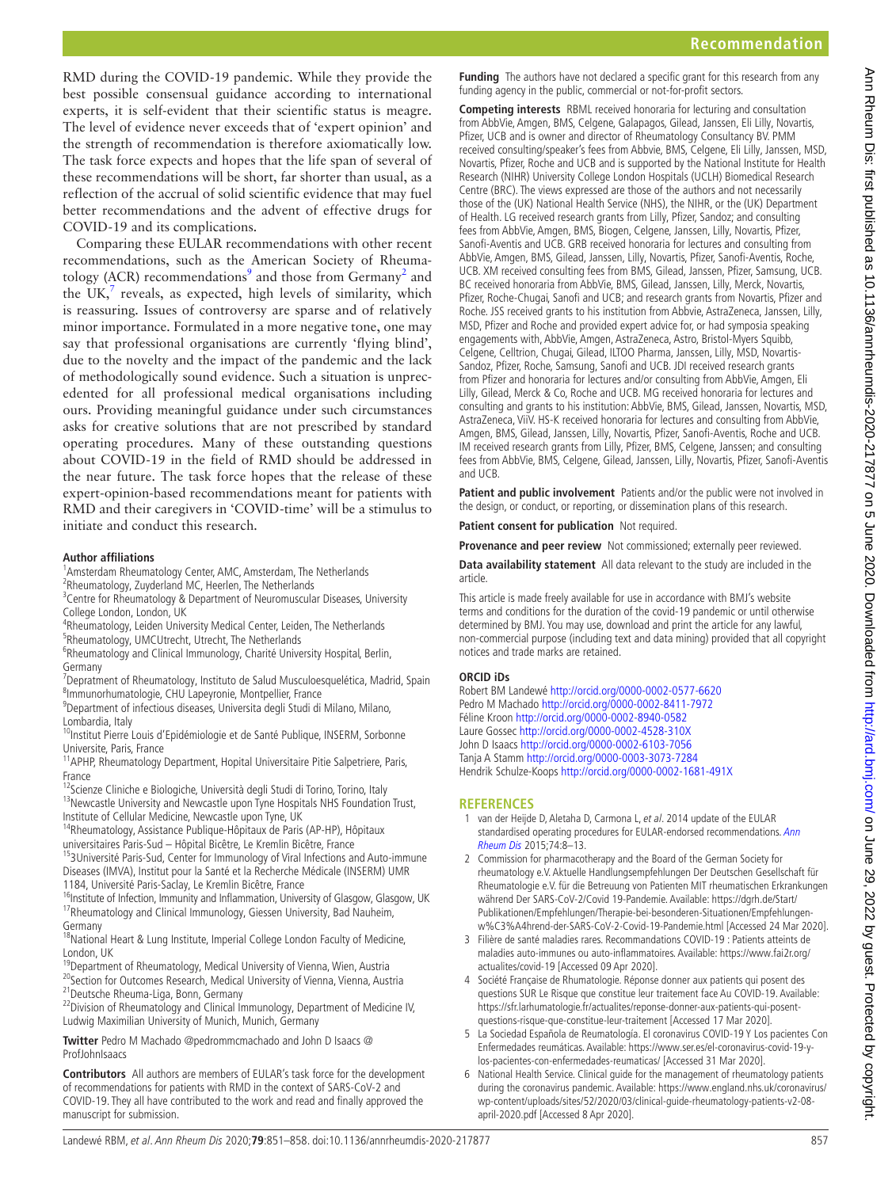RMD during the COVID-19 pandemic. While they provide the best possible consensual guidance according to international experts, it is self-evident that their scientific status is meagre. The level of evidence never exceeds that of 'expert opinion' and the strength of recommendation is therefore axiomatically low. The task force expects and hopes that the life span of several of these recommendations will be short, far shorter than usual, as a reflection of the accrual of solid scientific evidence that may fuel better recommendations and the advent of effective drugs for COVID-19 and its complications.

Comparing these EULAR recommendations with other recent recommendations, such as the American Society of Rheumatology (ACR) recommendations[9] and those from Germany[2] and the UK,[7] reveals, as expected, high levels of similarity, which is reassuring. Issues of controversy are sparse and of relatively minor importance. Formulated in a more negative tone, one may say that professional organisations are currently 'flying blind', due to the novelty and the impact of the pandemic and the lack of methodologically sound evidence. Such a situation is unprecedented for all professional medical organisations including ours. Providing meaningful guidance under such circumstances asks for creative solutions that are not prescribed by standard operating procedures. Many of these outstanding questions about COVID-19 in the field of RMD should be addressed in the near future. The task force hopes that the release of these expert-opinion-based recommendations meant for patients with RMD and their caregivers in 'COVID-time' will be a stimulus to initiate and conduct this research.

**Author affiliations**
[1]Amsterdam Rheumatology Center, AMC, Amsterdam, The Netherlands
[2]Rheumatology, Zuyderland MC, Heerlen, The Netherlands
[3]Centre for Rheumatology & Department of Neuromuscular Diseases, University College London, London, UK
[4]Rheumatology, Leiden University Medical Center, Leiden, The Netherlands
[5]Rheumatology, UMCUtrecht, Utrecht, The Netherlands
[6]Rheumatology and Clinical Immunology, Charité University Hospital, Berlin, Germany
[7]Depratment of Rheumatology, Instituto de Salud Musculoesquelética, Madrid, Spain
[8]Immunorhumatologie, CHU Lapeyronie, Montpellier, France
[9]Department of infectious diseases, Universita degli Studi di Milano, Milano, Lombardia, Italy
[10]Institut Pierre Louis d'Epidémiologie et de Santé Publique, INSERM, Sorbonne Universite, Paris, France
[11]APHP, Rheumatology Department, Hopital Universitaire Pitie Salpetriere, Paris, France
[12]Scienze Cliniche e Biologiche, Università degli Studi di Torino, Torino, Italy
[13]Newcastle University and Newcastle upon Tyne Hospitals NHS Foundation Trust, Institute of Cellular Medicine, Newcastle upon Tyne, UK
[14]Rheumatology, Assistance Publique-Hôpitaux de Paris (AP-HP), Hôpitaux universitaires Paris-Sud – Hôpital Bicêtre, Le Kremlin Bicêtre, France
[15]3Université Paris-Sud, Center for Immunology of Viral Infections and Auto-immune Diseases (IMVA), Institut pour la Santé et la Recherche Médicale (INSERM) UMR 1184, Université Paris-Saclay, Le Kremlin Bicêtre, France
[16]Institute of Infection, Immunity and Inflammation, University of Glasgow, Glasgow, UK
[17]Rheumatology and Clinical Immunology, Giessen University, Bad Nauheim, Germany
[18]National Heart & Lung Institute, Imperial College London Faculty of Medicine, London, UK
[19]Department of Rheumatology, Medical University of Vienna, Wien, Austria
[20]Section for Outcomes Research, Medical University of Vienna, Vienna, Austria
[21]Deutsche Rheuma-Liga, Bonn, Germany
[22]Division of Rheumatology and Clinical Immunology, Department of Medicine IV, Ludwig Maximilian University of Munich, Munich, Germany

**Twitter** Pedro M Machado @pedrommcmachado and John D Isaacs @ProfJohnIsaacs

**Contributors** All authors are members of EULAR's task force for the development of recommendations for patients with RMD in the context of SARS-CoV-2 and COVID-19. They all have contributed to the work and read and finally approved the manuscript for submission.

**Funding** The authors have not declared a specific grant for this research from any funding agency in the public, commercial or not-for-profit sectors.

**Competing interests** RBML received honoraria for lecturing and consultation from AbbVie, Amgen, BMS, Celgene, Galapagos, Gilead, Janssen, Eli Lilly, Novartis, Pfizer, UCB and is owner and director of Rheumatology Consultancy BV. PMM received consulting/speaker's fees from Abbvie, BMS, Celgene, Eli Lilly, Janssen, MSD, Novartis, Pfizer, Roche and UCB and is supported by the National Institute for Health Research (NIHR) University College London Hospitals (UCLH) Biomedical Research Centre (BRC). The views expressed are those of the authors and not necessarily those of the (UK) National Health Service (NHS), the NIHR, or the (UK) Department of Health. LG received research grants from Lilly, Pfizer, Sandoz; and consulting fees from AbbVie, Amgen, BMS, Biogen, Celgene, Janssen, Lilly, Novartis, Pfizer, Sanofi-Aventis and UCB. GRB received honoraria for lectures and consulting from AbbVie, Amgen, BMS, Gilead, Janssen, Lilly, Novartis, Pfizer, Sanofi-Aventis, Roche, UCB. XM received consulting fees from BMS, Gilead, Janssen, Pfizer, Samsung, UCB. BC received honoraria from AbbVie, BMS, Gilead, Janssen, Lilly, Merck, Novartis, Pfizer, Roche-Chugai, Sanofi and UCB; and research grants from Novartis, Pfizer and Roche. JSS received grants to his institution from Abbvie, AstraZeneca, Janssen, Lilly, MSD, Pfizer and Roche and provided expert advice for, or had symposia speaking engagements with, AbbVie, Amgen, AstraZeneca, Astro, Bristol-Myers Squibb, Celgene, Celltrion, Chugai, Gilead, ILTOO Pharma, Janssen, Lilly, MSD, Novartis-Sandoz, Pfizer, Roche, Samsung, Sanofi and UCB. JDI received research grants from Pfizer and honoraria for lectures and/or consulting from AbbVie, Amgen, Eli Lilly, Gilead, Merck & Co, Roche and UCB. MG received honoraria for lectures and consulting and grants to his institution: AbbVie, BMS, Gilead, Janssen, Novartis, MSD, AstraZeneca, ViiV. HS-K received honoraria for lectures and consulting from AbbVie, Amgen, BMS, Gilead, Janssen, Lilly, Novartis, Pfizer, Sanofi-Aventis, Roche and UCB. IM received research grants from Lilly, Pfizer, BMS, Celgene, Janssen; and consulting fees from AbbVie, BMS, Celgene, Gilead, Janssen, Lilly, Novartis, Pfizer, Sanofi-Aventis and UCB.

**Patient and public involvement** Patients and/or the public were not involved in the design, or conduct, or reporting, or dissemination plans of this research.

**Patient consent for publication** Not required.

**Provenance and peer review** Not commissioned; externally peer reviewed.

**Data availability statement** All data relevant to the study are included in the article.

This article is made freely available for use in accordance with BMJ's website terms and conditions for the duration of the covid-19 pandemic or until otherwise determined by BMJ. You may use, download and print the article for any lawful, non-commercial purpose (including text and data mining) provided that all copyright notices and trade marks are retained.

**ORCID iDs**
Robert BM Landewé http://orcid.org/0000-0002-0577-6620
Pedro M Machado http://orcid.org/0000-0002-8411-7972
Féline Kroon http://orcid.org/0000-0002-8940-0582
Laure Gossec http://orcid.org/0000-0002-4528-310X
John D Isaacs http://orcid.org/0000-0002-6103-7056
Tanja A Stamm http://orcid.org/0000-0003-3073-7284
Hendrik Schulze-Koops http://orcid.org/0000-0002-1681-491X

## REFERENCES

1. van der Heijde D, Aletaha D, Carmona L, *et al*. 2014 update of the EULAR standardised operating procedures for EULAR-endorsed recommendations. *Ann Rheum Dis* 2015;74:8–13.
2. Commission for pharmacotherapy and the Board of the German Society for rheumatology e.V. Aktuelle Handlungsempfehlungen Der Deutschen Gesellschaft für Rheumatologie e.V. für die Betreuung von Patienten MIT rheumatischen Erkrankungen während Der SARS-CoV-2/Covid 19-Pandemie. Available: https://dgrh.de/Start/Publikationen/Empfehlungen/Therapie-bei-besonderen-Situationen/Empfehlungen-w%C3%A4hrend-der-SARS-CoV-2-Covid-19-Pandemie.html [Accessed 24 Mar 2020].
3. Filière de santé maladies rares. Recommandations COVID-19 : Patients atteints de maladies auto-immunes ou auto-inflammatoires. Available: https://www.fai2r.org/actualites/covid-19 [Accessed 09 Apr 2020].
4. Société Française de Rhumatologie. Réponse donner aux patients qui posent des questions SUR Le Risque que constitue leur traitement face Au COVID-19. Available: https://sfr.larhumatologie.fr/actualites/reponse-donner-aux-patients-qui-posent-questions-risque-que-constitue-leur-traitement [Accessed 17 Mar 2020].
5. La Sociedad Española de Reumatología. El coronavirus COVID-19 Y Los pacientes Con Enfermedades reumáticas. Available: https://www.ser.es/el-coronavirus-covid-19-y-los-pacientes-con-enfermedades-reumaticas/ [Accessed 31 Mar 2020].
6. National Health Service. Clinical guide for the management of rheumatology patients during the coronavirus pandemic. Available: https://www.england.nhs.uk/coronavirus/wp-content/uploads/sites/52/2020/03/clinical-guide-rheumatology-patients-v2-08-april-2020.pdf [Accessed 8 Apr 2020].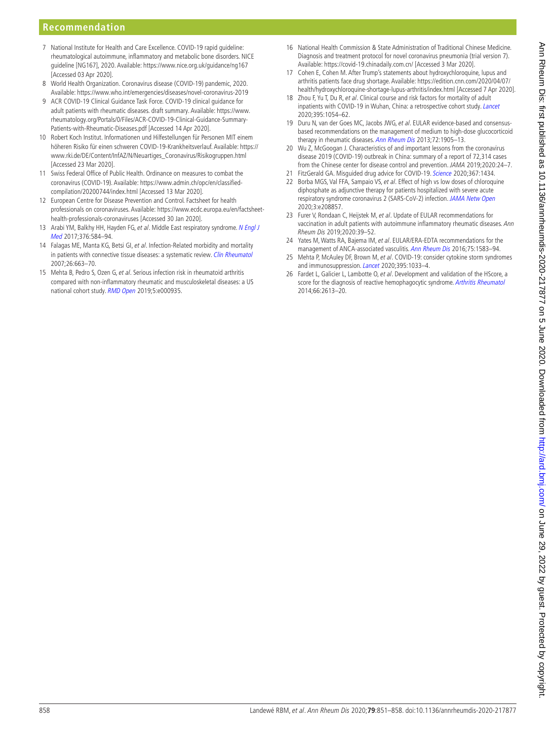7 National Institute for Health and Care Excellence. COVID-19 rapid guideline: rheumatological autoimmune, inflammatory and metabolic bone disorders. NICE guideline [NG167], 2020. Available: https://www.nice.org.uk/guidance/ng167 [Accessed 03 Apr 2020].
8 World Health Organization. Coronavirus disease (COVID-19) pandemic, 2020. Available: https://www.who.int/emergencies/diseases/novel-coronavirus-2019
9 ACR COVID-19 Clinical Guidance Task Force. COVID-19 clinical guidance for adult patients with rheumatic diseases. draft summary. Available: https://www.rheumatology.org/Portals/0/Files/ACR-COVID-19-Clinical-Guidance-Summary-Patients-with-Rheumatic-Diseases.pdf [Accessed 14 Apr 2020].
10 Robert Koch Institut. Informationen und Hilfestellungen für Personen MIT einem höheren Risiko für einen schweren COVID-19-Krankheitsverlauf. Available: https://www.rki.de/DE/Content/InfAZ/N/Neuartiges_Coronavirus/Risikogruppen.html [Accessed 23 Mar 2020].
11 Swiss Federal Office of Public Health. Ordinance on measures to combat the coronavirus (COVID-19). Available: https://www.admin.ch/opc/en/classified-compilation/20200744/index.html [Accessed 13 Mar 2020].
12 European Centre for Disease Prevention and Control. Factsheet for health professionals on coronaviruses. Available: https://www.ecdc.europa.eu/en/factsheet-health-professionals-coronaviruses [Accessed 30 Jan 2020].
13 Arabi YM, Balkhy HH, Hayden FG, *et al*. Middle East respiratory syndrome. *N Engl J Med* 2017;376:584–94.
14 Falagas ME, Manta KG, Betsi GI, *et al*. Infection-Related morbidity and mortality in patients with connective tissue diseases: a systematic review. *Clin Rheumatol* 2007;26:663–70.
15 Mehta B, Pedro S, Ozen G, *et al*. Serious infection risk in rheumatoid arthritis compared with non-inflammatory rheumatic and musculoskeletal diseases: a US national cohort study. *RMD Open* 2019;5:e000935.
16 National Health Commission & State Administration of Traditional Chinese Medicine. Diagnosis and treatment protocol for novel coronavirus pneumonia (trial version 7). Available: https://covid-19.chinadaily.com.cn/ [Accessed 3 Mar 2020].
17 Cohen E, Cohen M. After Trump's statements about hydroxychloroquine, lupus and arthritis patients face drug shortage. Available: https://edition.cnn.com/2020/04/07/health/hydroxychloroquine-shortage-lupus-arthritis/index.html [Accessed 7 Apr 2020].
18 Zhou F, Yu T, Du R, *et al*. Clinical course and risk factors for mortality of adult inpatients with COVID-19 in Wuhan, China: a retrospective cohort study. *Lancet* 2020;395:1054–62.
19 Duru N, van der Goes MC, Jacobs JWG, *et al*. EULAR evidence-based and consensus-based recommendations on the management of medium to high-dose glucocorticoid therapy in rheumatic diseases. *Ann Rheum Dis* 2013;72:1905–13.
20 Wu Z, McGoogan J. Characteristics of and important lessons from the coronavirus disease 2019 (COVID-19) outbreak in China: summary of a report of 72,314 cases from the Chinese center for disease control and prevention. *JAMA* 2019;2020:24–7.
21 FitzGerald GA. Misguided drug advice for COVID-19. *Science* 2020;367:1434.
22 Borba MGS, Val FFA, Sampaio VS, *et al*. Effect of high vs low doses of chloroquine diphosphate as adjunctive therapy for patients hospitalized with severe acute respiratory syndrome coronavirus 2 (SARS-CoV-2) infection. *JAMA Netw Open* 2020;3:e208857.
23 Furer V, Rondaan C, Heijstek M, *et al*. Update of EULAR recommendations for vaccination in adult patients with autoimmune inflammatory rheumatic diseases. *Ann Rheum Dis* 2019;2020:39–52.
24 Yates M, Watts RA, Bajema IM, *et al*. EULAR/ERA-EDTA recommendations for the management of ANCA-associated vasculitis. *Ann Rheum Dis* 2016;75:1583–94.
25 Mehta P, McAuley DF, Brown M, *et al*. COVID-19: consider cytokine storm syndromes and immunosuppression. *Lancet* 2020;395:1033–4.
26 Fardet L, Galicier L, Lambotte O, *et al*. Development and validation of the HScore, a score for the diagnosis of reactive hemophagocytic syndrome. *Arthritis Rheumatol* 2014;66:2613–20.